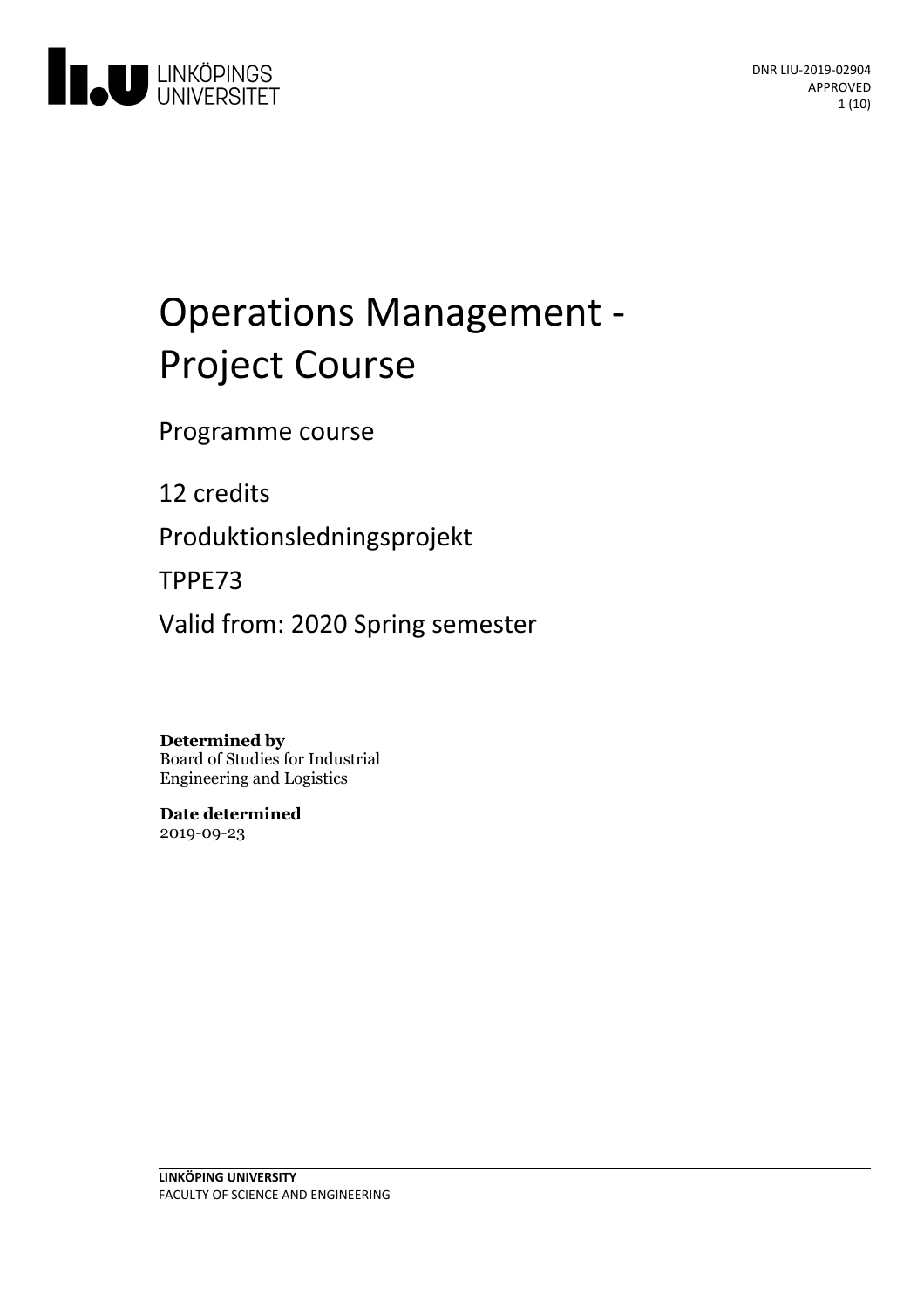DNR LIU-2019-02904
APPROVED

# Operations Management - Project Course

Programme course

12 credits

Produktionsledningsprojekt

TPPE73

Valid from: 2020 Spring semester

**Determined by**
Board of Studies for Industrial Engineering and Logistics

**Date determined**
2019-09-23

**LINKÖPING UNIVERSITY**
FACULTY OF SCIENCE AND ENGINEERING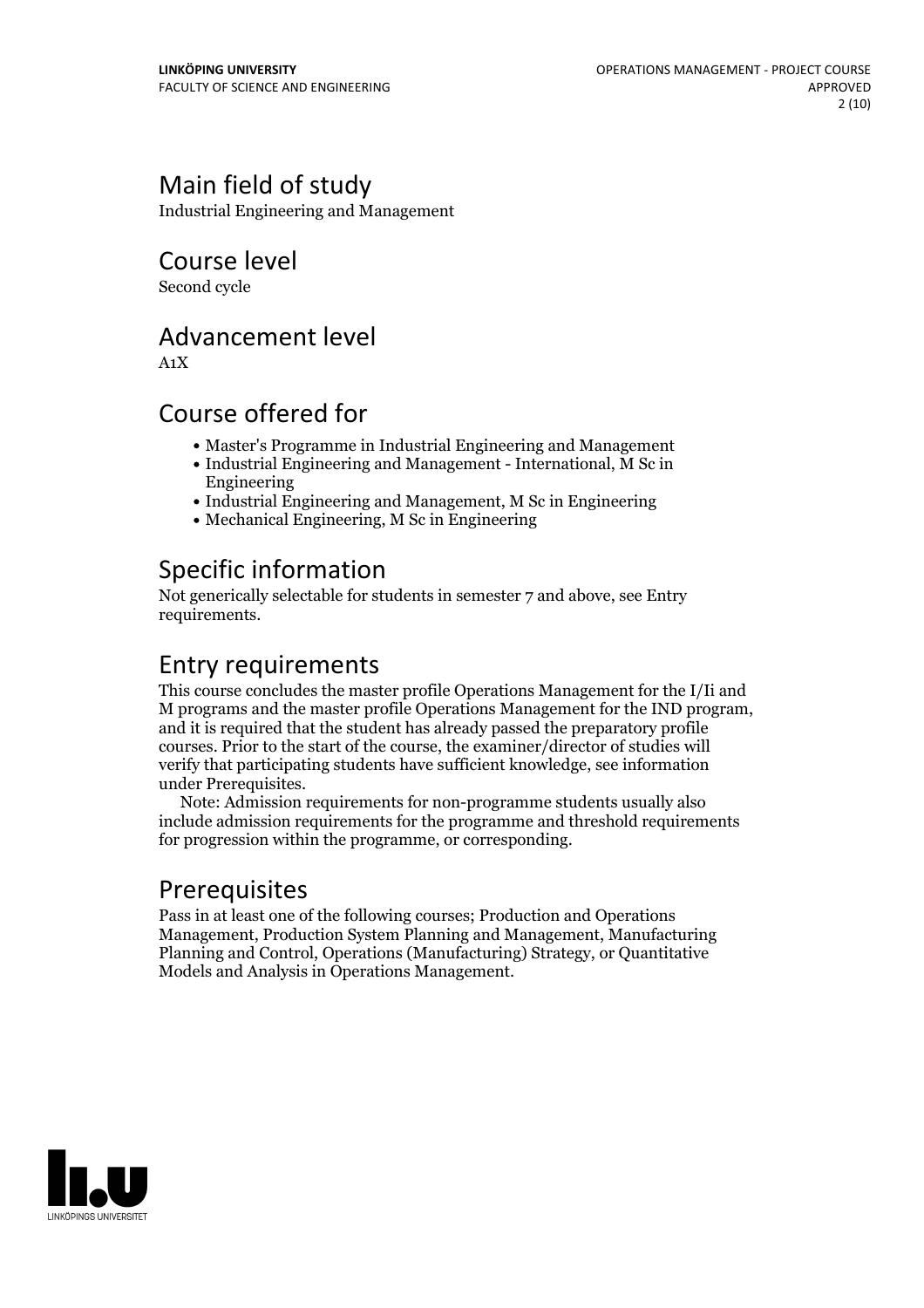## Main field of study

Industrial Engineering and Management

## Course level

Second cycle

## Advancement level

A1X

## Course offered for

- Master's Programme in Industrial Engineering and Management
- Industrial Engineering and Management - International, M Sc in Engineering
- Industrial Engineering and Management, M Sc in Engineering
- Mechanical Engineering, M Sc in Engineering

## Specific information

Not generically selectable for students in semester 7 and above, see Entry requirements.

## Entry requirements

This course concludes the master profile Operations Management for the I/Ii and M programs and the master profile Operations Management for the IND program, and it is required that the student has already passed the preparatory profile courses. Prior to the start of the course, the examiner/director of studies will verify that participating students have sufficient knowledge, see information under Prerequisites.

Note: Admission requirements for non-programme students usually also include admission requirements for the programme and threshold requirements for progression within the programme, or corresponding.

## Prerequisites

Pass in at least one of the following courses; Production and Operations Management, Production System Planning and Management, Manufacturing Planning and Control, Operations (Manufacturing) Strategy, or Quantitative Models and Analysis in Operations Management.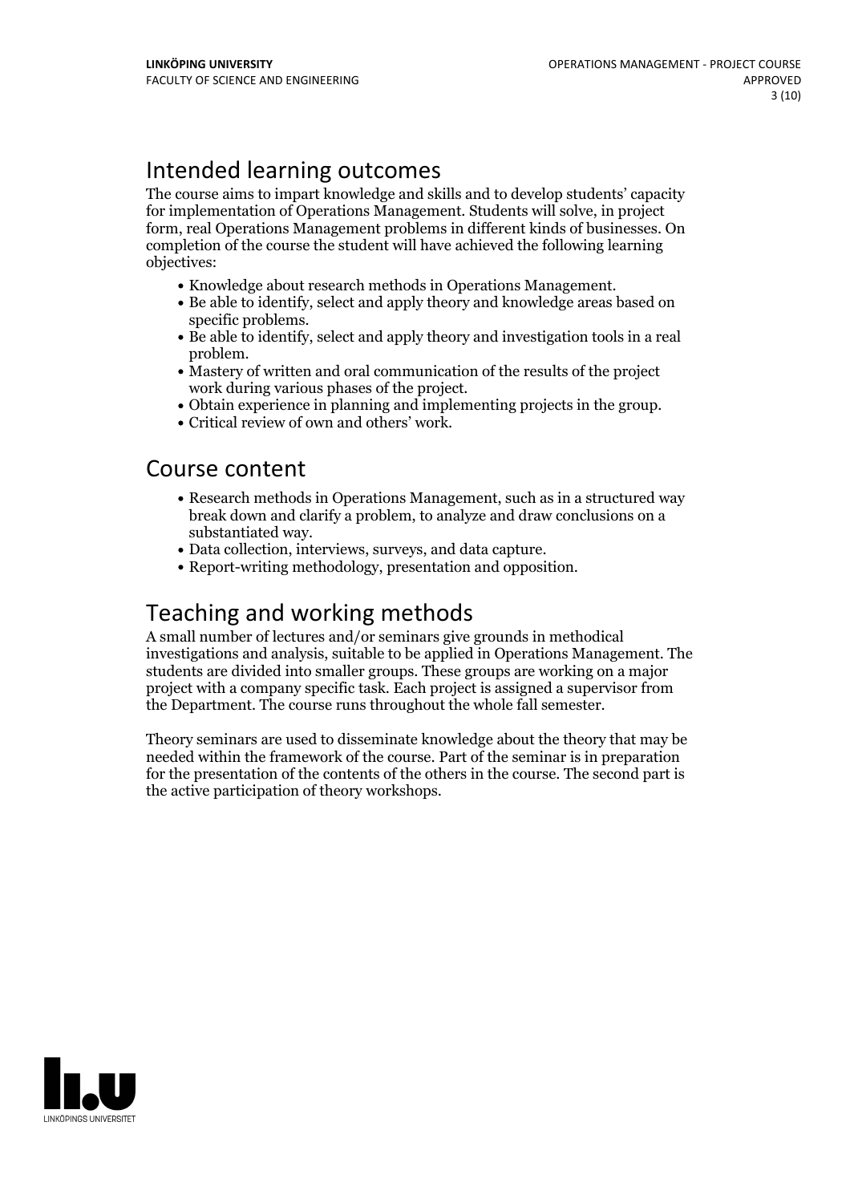## Intended learning outcomes

The course aims to impart knowledge and skills and to develop students' capacity for implementation of Operations Management. Students will solve, in project form, real Operations Management problems in different kinds of businesses. On completion of the course the student will have achieved the following learning objectives:

- Knowledge about research methods in Operations Management.
- Be able to identify, select and apply theory and knowledge areas based on specific problems.
- Be able to identify, select and apply theory and investigation tools in a real problem.
- Mastery of written and oral communication of the results of the project work during various phases of the project.
- Obtain experience in planning and implementing projects in the group.
- Critical review of own and others' work.

## Course content

- Research methods in Operations Management, such as in a structured way break down and clarify a problem, to analyze and draw conclusions on a substantiated way.
- Data collection, interviews, surveys, and data capture.
- Report-writing methodology, presentation and opposition.

## Teaching and working methods

A small number of lectures and/or seminars give grounds in methodical investigations and analysis, suitable to be applied in Operations Management. The students are divided into smaller groups. These groups are working on a major project with a company specific task. Each project is assigned a supervisor from the Department. The course runs throughout the whole fall semester.

Theory seminars are used to disseminate knowledge about the theory that may be needed within the framework of the course. Part of the seminar is in preparation for the presentation of the contents of the others in the course. The second part is the active participation of theory workshops.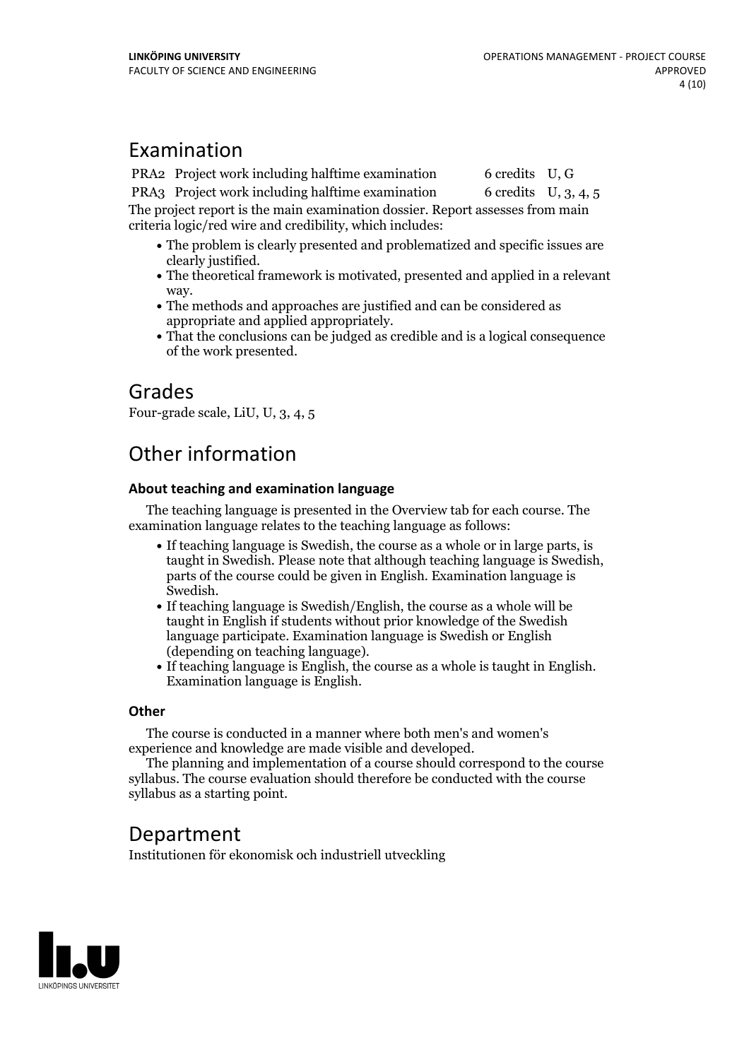# Examination

| | | | |
|---|---|---|---|
| PRA2 | Project work including halftime examination | 6 credits | U, G |
| PRA3 | Project work including halftime examination | 6 credits | U, 3, 4, 5 |

The project report is the main examination dossier. Report assesses from main criteria logic/red wire and credibility, which includes:

- The problem is clearly presented and problematized and specific issues are clearly justified.
- The theoretical framework is motivated, presented and applied in a relevant way.
- The methods and approaches are justified and can be considered as appropriate and applied appropriately.
- That the conclusions can be judged as credible and is a logical consequence of the work presented.

# Grades

Four-grade scale, LiU, U, 3, 4, 5

# Other information

### About teaching and examination language

The teaching language is presented in the Overview tab for each course. The examination language relates to the teaching language as follows:

- If teaching language is Swedish, the course as a whole or in large parts, is taught in Swedish. Please note that although teaching language is Swedish, parts of the course could be given in English. Examination language is Swedish.
- If teaching language is Swedish/English, the course as a whole will be taught in English if students without prior knowledge of the Swedish language participate. Examination language is Swedish or English (depending on teaching language).
- If teaching language is English, the course as a whole is taught in English. Examination language is English.

### Other

The course is conducted in a manner where both men's and women's experience and knowledge are made visible and developed.

The planning and implementation of a course should correspond to the course syllabus. The course evaluation should therefore be conducted with the course syllabus as a starting point.

# Department

Institutionen för ekonomisk och industriell utveckling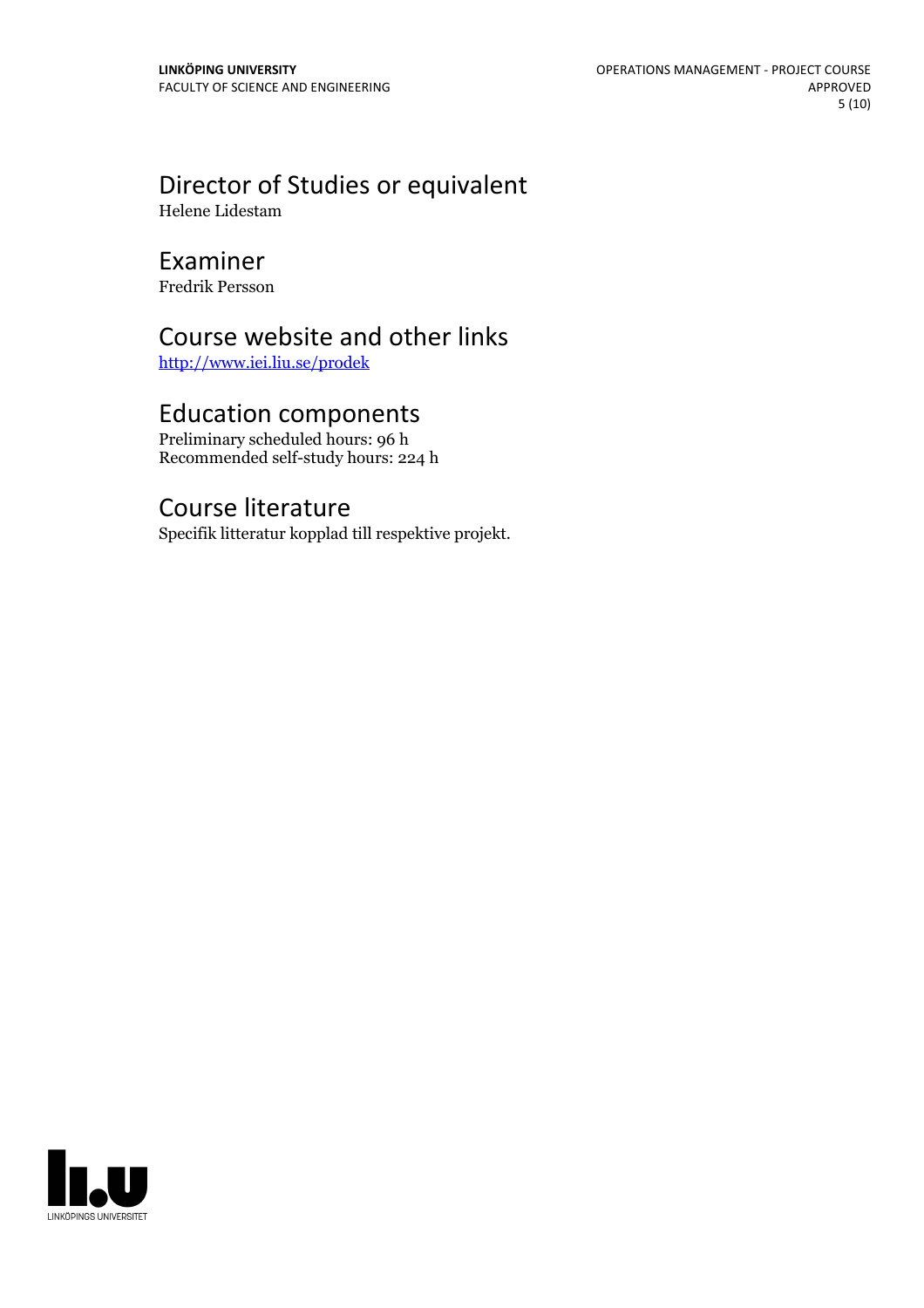## Director of Studies or equivalent

Helene Lidestam

## Examiner

Fredrik Persson

## Course website and other links

[http://www.iei.liu.se/prodek](http://www.iei.liu.se/prodek)

## Education components

Preliminary scheduled hours: 96 h
Recommended self-study hours: 224 h

## Course literature

Specifik litteratur kopplad till respektive projekt.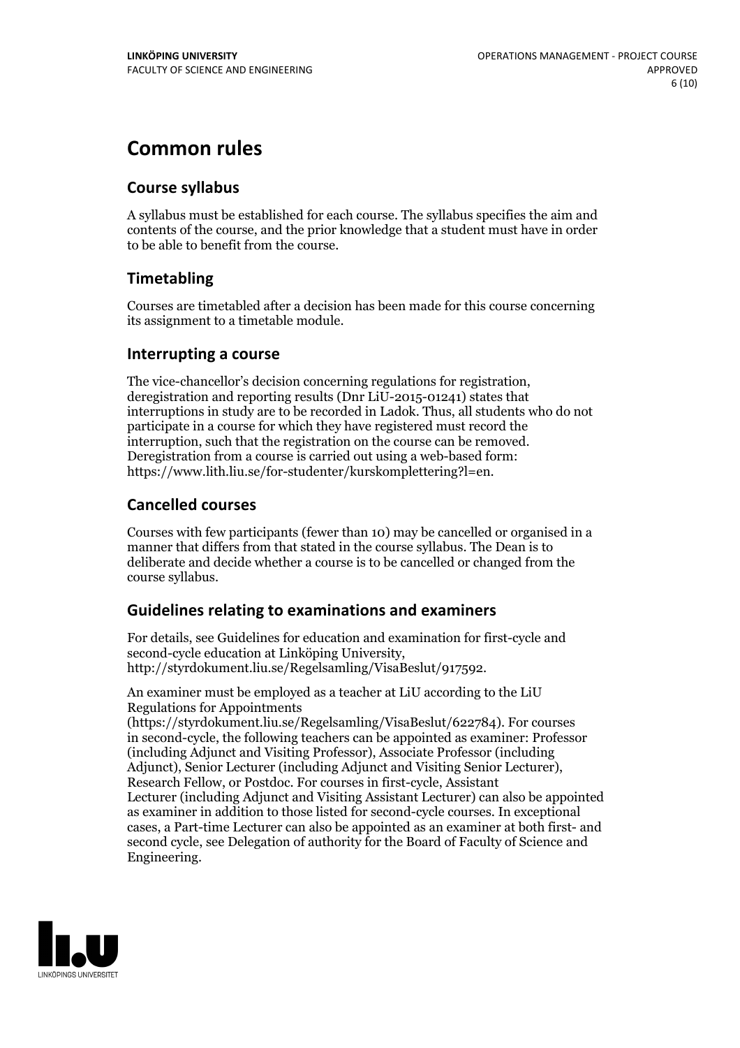# Common rules

## Course syllabus

A syllabus must be established for each course. The syllabus specifies the aim and contents of the course, and the prior knowledge that a student must have in order to be able to benefit from the course.

## Timetabling

Courses are timetabled after a decision has been made for this course concerning its assignment to a timetable module.

## Interrupting a course

The vice-chancellor's decision concerning regulations for registration, deregistration and reporting results (Dnr LiU-2015-01241) states that interruptions in study are to be recorded in Ladok. Thus, all students who do not participate in a course for which they have registered must record the interruption, such that the registration on the course can be removed. Deregistration from a course is carried out using a web-based form: https://www.lith.liu.se/for-studenter/kurskomplettering?l=en.

## Cancelled courses

Courses with few participants (fewer than 10) may be cancelled or organised in a manner that differs from that stated in the course syllabus. The Dean is to deliberate and decide whether a course is to be cancelled or changed from the course syllabus.

## Guidelines relating to examinations and examiners

For details, see Guidelines for education and examination for first-cycle and second-cycle education at Linköping University, http://styrdokument.liu.se/Regelsamling/VisaBeslut/917592.

An examiner must be employed as a teacher at LiU according to the LiU Regulations for Appointments (https://styrdokument.liu.se/Regelsamling/VisaBeslut/622784). For courses in second-cycle, the following teachers can be appointed as examiner: Professor (including Adjunct and Visiting Professor), Associate Professor (including Adjunct), Senior Lecturer (including Adjunct and Visiting Senior Lecturer), Research Fellow, or Postdoc. For courses in first-cycle, Assistant Lecturer (including Adjunct and Visiting Assistant Lecturer) can also be appointed as examiner in addition to those listed for second-cycle courses. In exceptional cases, a Part-time Lecturer can also be appointed as an examiner at both first- and second cycle, see Delegation of authority for the Board of Faculty of Science and Engineering.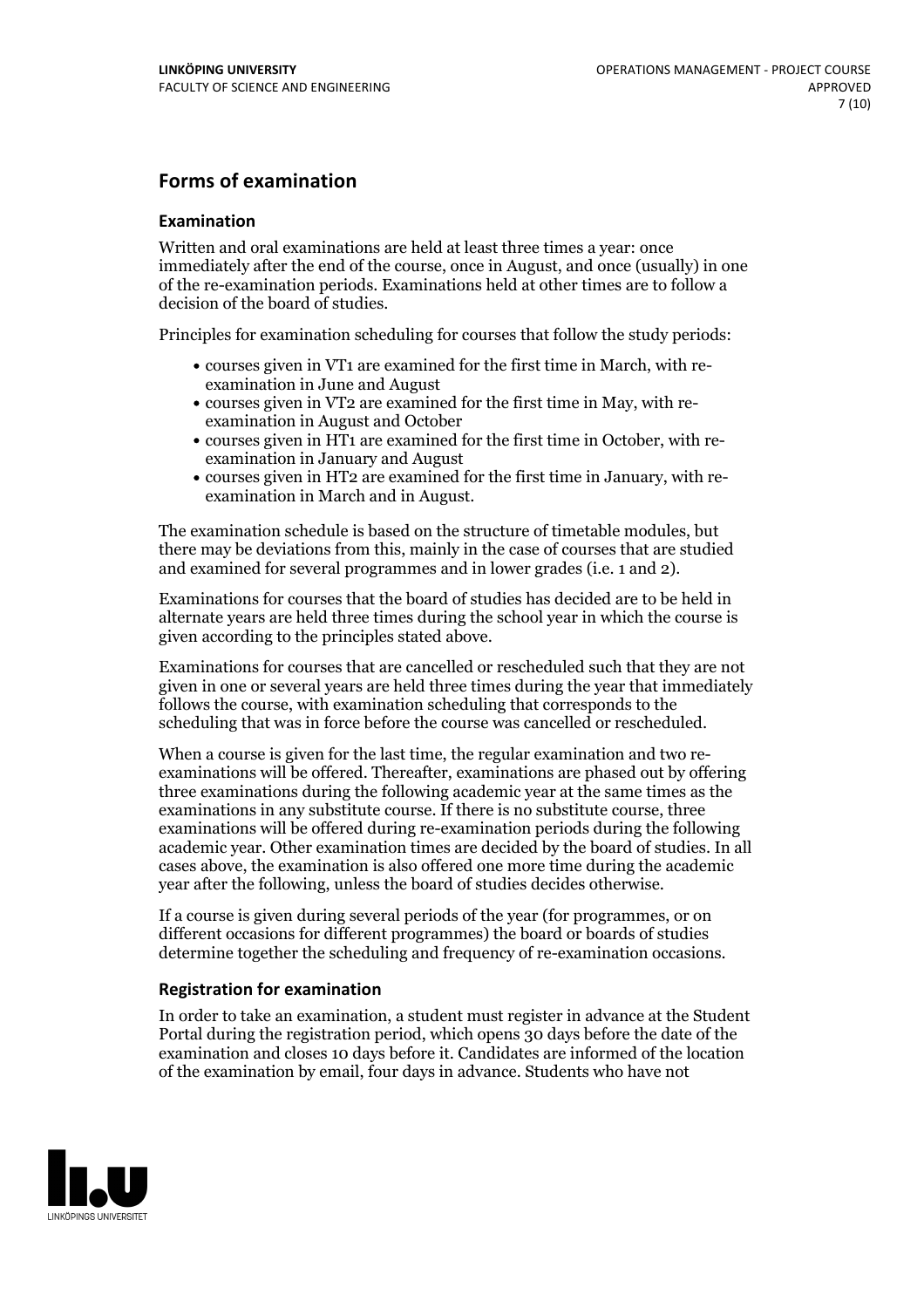## Forms of examination

### Examination

Written and oral examinations are held at least three times a year: once immediately after the end of the course, once in August, and once (usually) in one of the re-examination periods. Examinations held at other times are to follow a decision of the board of studies.

Principles for examination scheduling for courses that follow the study periods:

- courses given in VT1 are examined for the first time in March, with re-examination in June and August
- courses given in VT2 are examined for the first time in May, with re-examination in August and October
- courses given in HT1 are examined for the first time in October, with re-examination in January and August
- courses given in HT2 are examined for the first time in January, with re-examination in March and in August.

The examination schedule is based on the structure of timetable modules, but there may be deviations from this, mainly in the case of courses that are studied and examined for several programmes and in lower grades (i.e. 1 and 2).

Examinations for courses that the board of studies has decided are to be held in alternate years are held three times during the school year in which the course is given according to the principles stated above.

Examinations for courses that are cancelled or rescheduled such that they are not given in one or several years are held three times during the year that immediately follows the course, with examination scheduling that corresponds to the scheduling that was in force before the course was cancelled or rescheduled.

When a course is given for the last time, the regular examination and two re-examinations will be offered. Thereafter, examinations are phased out by offering three examinations during the following academic year at the same times as the examinations in any substitute course. If there is no substitute course, three examinations will be offered during re-examination periods during the following academic year. Other examination times are decided by the board of studies. In all cases above, the examination is also offered one more time during the academic year after the following, unless the board of studies decides otherwise.

If a course is given during several periods of the year (for programmes, or on different occasions for different programmes) the board or boards of studies determine together the scheduling and frequency of re-examination occasions.

### Registration for examination

In order to take an examination, a student must register in advance at the Student Portal during the registration period, which opens 30 days before the date of the examination and closes 10 days before it. Candidates are informed of the location of the examination by email, four days in advance. Students who have not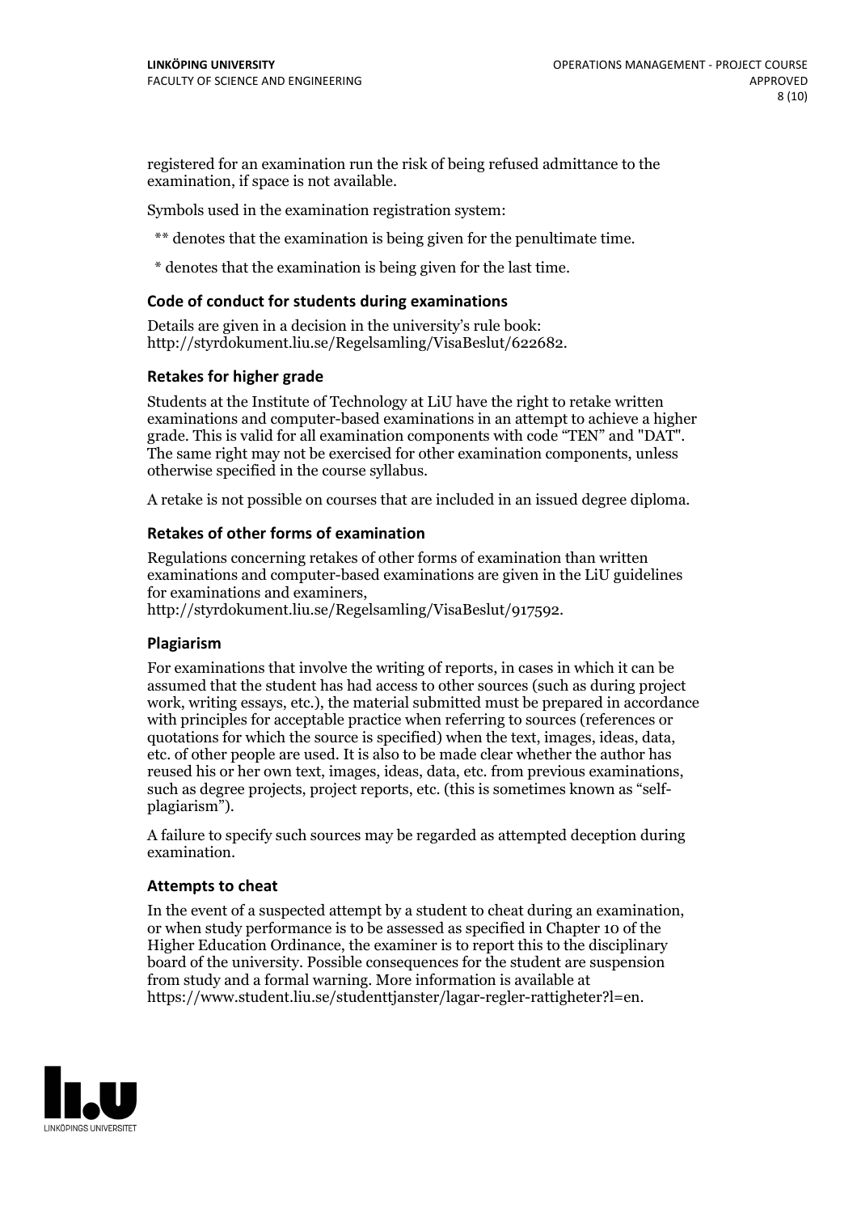registered for an examination run the risk of being refused admittance to the examination, if space is not available.

Symbols used in the examination registration system:

** denotes that the examination is being given for the penultimate time.

* denotes that the examination is being given for the last time.

### Code of conduct for students during examinations

Details are given in a decision in the university's rule book: http://styrdokument.liu.se/Regelsamling/VisaBeslut/622682.

### Retakes for higher grade

Students at the Institute of Technology at LiU have the right to retake written examinations and computer-based examinations in an attempt to achieve a higher grade. This is valid for all examination components with code "TEN" and "DAT". The same right may not be exercised for other examination components, unless otherwise specified in the course syllabus.

A retake is not possible on courses that are included in an issued degree diploma.

### Retakes of other forms of examination

Regulations concerning retakes of other forms of examination than written examinations and computer-based examinations are given in the LiU guidelines for examinations and examiners, http://styrdokument.liu.se/Regelsamling/VisaBeslut/917592.

### Plagiarism

For examinations that involve the writing of reports, in cases in which it can be assumed that the student has had access to other sources (such as during project work, writing essays, etc.), the material submitted must be prepared in accordance with principles for acceptable practice when referring to sources (references or quotations for which the source is specified) when the text, images, ideas, data, etc. of other people are used. It is also to be made clear whether the author has reused his or her own text, images, ideas, data, etc. from previous examinations, such as degree projects, project reports, etc. (this is sometimes known as "self-plagiarism").

A failure to specify such sources may be regarded as attempted deception during examination.

### Attempts to cheat

In the event of a suspected attempt by a student to cheat during an examination, or when study performance is to be assessed as specified in Chapter 10 of the Higher Education Ordinance, the examiner is to report this to the disciplinary board of the university. Possible consequences for the student are suspension from study and a formal warning. More information is available at https://www.student.liu.se/studenttjanster/lagar-regler-rattigheter?l=en.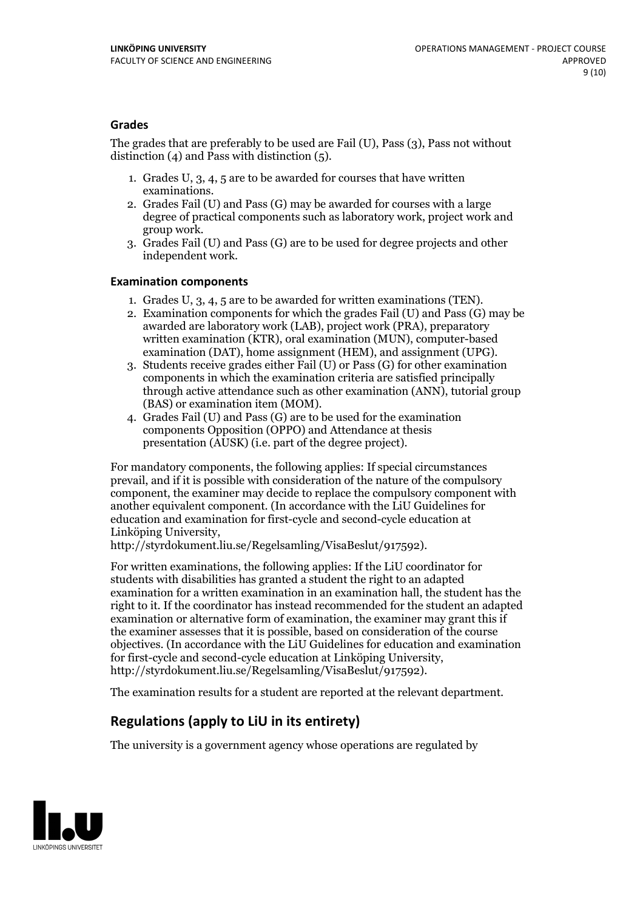### Grades

The grades that are preferably to be used are Fail (U), Pass (3), Pass not without distinction (4) and Pass with distinction (5).

1. Grades U, 3, 4, 5 are to be awarded for courses that have written examinations.
2. Grades Fail (U) and Pass (G) may be awarded for courses with a large degree of practical components such as laboratory work, project work and group work.
3. Grades Fail (U) and Pass (G) are to be used for degree projects and other independent work.

### Examination components

1. Grades U, 3, 4, 5 are to be awarded for written examinations (TEN).
2. Examination components for which the grades Fail (U) and Pass (G) may be awarded are laboratory work (LAB), project work (PRA), preparatory written examination (KTR), oral examination (MUN), computer-based examination (DAT), home assignment (HEM), and assignment (UPG).
3. Students receive grades either Fail (U) or Pass (G) for other examination components in which the examination criteria are satisfied principally through active attendance such as other examination (ANN), tutorial group (BAS) or examination item (MOM).
4. Grades Fail (U) and Pass (G) are to be used for the examination components Opposition (OPPO) and Attendance at thesis presentation (AUSK) (i.e. part of the degree project).

For mandatory components, the following applies: If special circumstances prevail, and if it is possible with consideration of the nature of the compulsory component, the examiner may decide to replace the compulsory component with another equivalent component. (In accordance with the LiU Guidelines for education and examination for first-cycle and second-cycle education at Linköping University, http://styrdokument.liu.se/Regelsamling/VisaBeslut/917592).

For written examinations, the following applies: If the LiU coordinator for students with disabilities has granted a student the right to an adapted examination for a written examination in an examination hall, the student has the right to it. If the coordinator has instead recommended for the student an adapted examination or alternative form of examination, the examiner may grant this if the examiner assesses that it is possible, based on consideration of the course objectives. (In accordance with the LiU Guidelines for education and examination for first-cycle and second-cycle education at Linköping University, http://styrdokument.liu.se/Regelsamling/VisaBeslut/917592).

The examination results for a student are reported at the relevant department.

## Regulations (apply to LiU in its entirety)

The university is a government agency whose operations are regulated by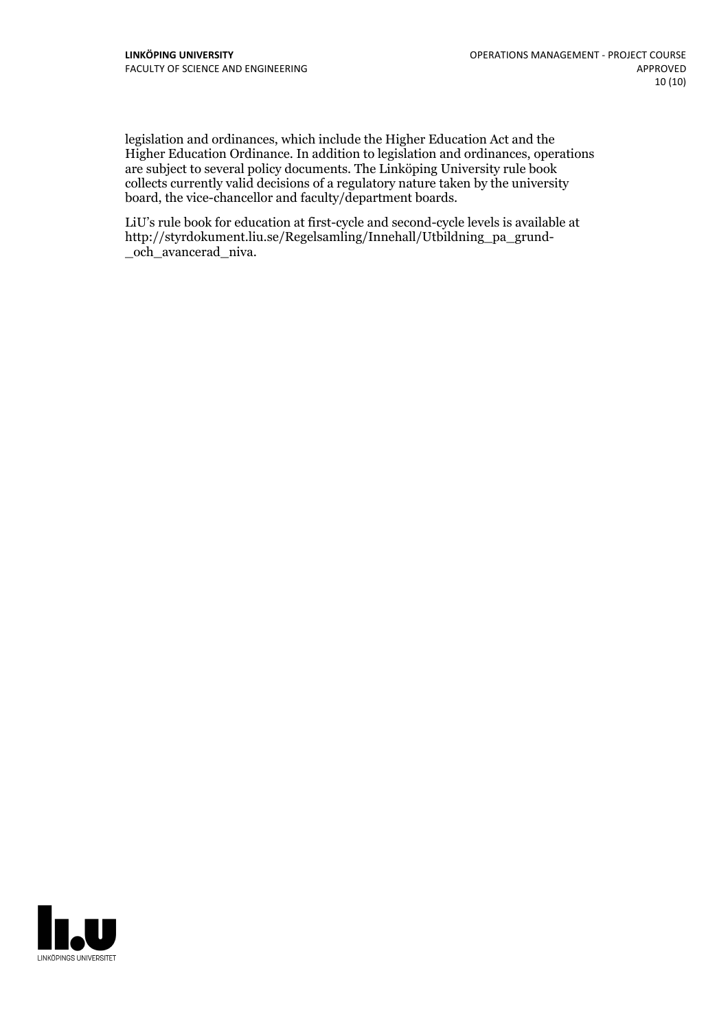legislation and ordinances, which include the Higher Education Act and the Higher Education Ordinance. In addition to legislation and ordinances, operations are subject to several policy documents. The Linköping University rule book collects currently valid decisions of a regulatory nature taken by the university board, the vice-chancellor and faculty/department boards.

LiU's rule book for education at first-cycle and second-cycle levels is available at http://styrdokument.liu.se/Regelsamling/Innehall/Utbildning_pa_grund-_och_avancerad_niva.